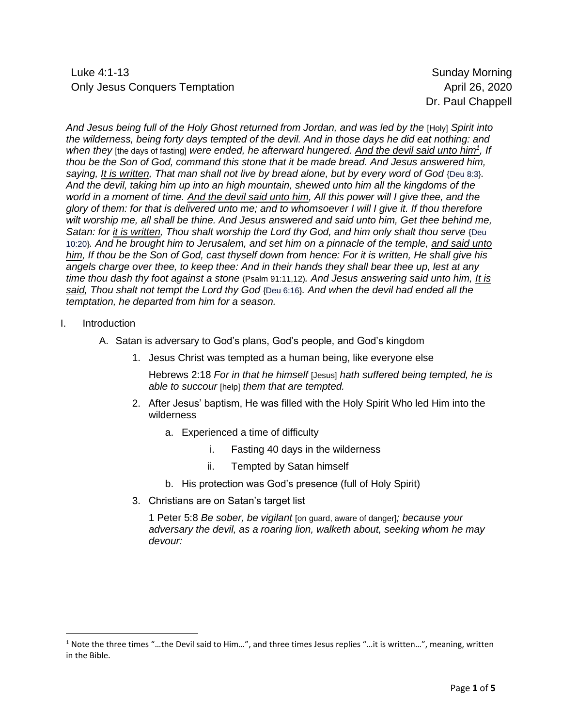Luke 4:1-13
Only Jesus Conquers Temptation

Sunday Morning
April 26, 2020
Dr. Paul Chappell

*And Jesus being full of the Holy Ghost returned from Jordan, and was led by the* [Holy] *Spirit into the wilderness, being forty days tempted of the devil. And in those days he did eat nothing: and when they* [the days of fasting] *were ended, he afterward hungered. <u>And the devil said unto him</u>[1], If thou be the Son of God, command this stone that it be made bread. And Jesus answered him, saying, <u>It is written</u>, That man shall not live by bread alone, but by every word of God* {Deu 8:3}*. And the devil, taking him up into an high mountain, shewed unto him all the kingdoms of the world in a moment of time. <u>And the devil said unto him</u>, All this power will I give thee, and the glory of them: for that is delivered unto me; and to whomsoever I will I give it. If thou therefore wilt worship me, all shall be thine. And Jesus answered and said unto him, Get thee behind me, Satan: for <u>it is written</u>, Thou shalt worship the Lord thy God, and him only shalt thou serve* {Deu 10:20}*. And he brought him to Jerusalem, and set him on a pinnacle of the temple, <u>and said unto him</u>, If thou be the Son of God, cast thyself down from hence: For it is written, He shall give his angels charge over thee, to keep thee: And in their hands they shall bear thee up, lest at any time thou dash thy foot against a stone* (Psalm 91:11,12)*. And Jesus answering said unto him, <u>It is said</u>, Thou shalt not tempt the Lord thy God* {Deu 6:16}*. And when the devil had ended all the temptation, he departed from him for a season.*

I. Introduction
   A. Satan is adversary to God's plans, God's people, and God's kingdom
      1. Jesus Christ was tempted as a human being, like everyone else

         Hebrews 2:18 *For in that he himself* [Jesus] *hath suffered being tempted, he is able to succour* [help] *them that are tempted.*

      2. After Jesus' baptism, He was filled with the Holy Spirit Who led Him into the wilderness
         a. Experienced a time of difficulty
            i. Fasting 40 days in the wilderness
            ii. Tempted by Satan himself
         b. His protection was God's presence (full of Holy Spirit)
      3. Christians are on Satan's target list

         1 Peter 5:8 *Be sober, be vigilant* [on guard, aware of danger]*; because your adversary the devil, as a roaring lion, walketh about, seeking whom he may devour:*

[1] Note the three times "…the Devil said to Him…", and three times Jesus replies "…it is written…", meaning, written in the Bible.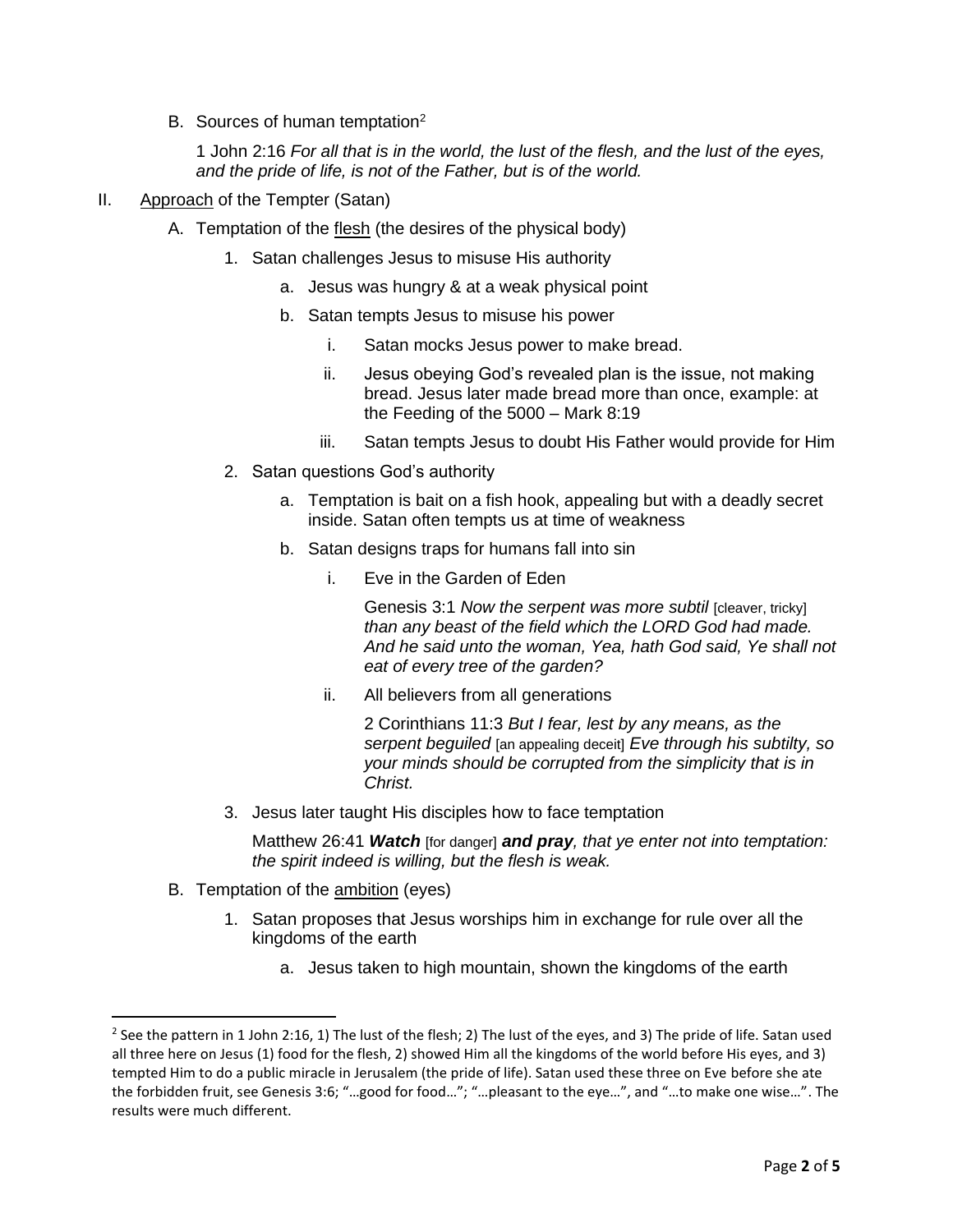B. Sources of human temptation[2]

1 John 2:16 *For all that is in the world, the lust of the flesh, and the lust of the eyes, and the pride of life, is not of the Father, but is of the world.*

II. Approach of the Tempter (Satan)

- A. Temptation of the flesh (the desires of the physical body)
    1. Satan challenges Jesus to misuse His authority
        - a. Jesus was hungry & at a weak physical point
        - b. Satan tempts Jesus to misuse his power
            - i. Satan mocks Jesus power to make bread.
            - ii. Jesus obeying God's revealed plan is the issue, not making bread. Jesus later made bread more than once, example: at the Feeding of the 5000 – Mark 8:19
            - iii. Satan tempts Jesus to doubt His Father would provide for Him
    2. Satan questions God's authority
        - a. Temptation is bait on a fish hook, appealing but with a deadly secret inside. Satan often tempts us at time of weakness
        - b. Satan designs traps for humans fall into sin
            - i. Eve in the Garden of Eden

              Genesis 3:1 *Now the serpent was more subtil* [cleaver, tricky] *than any beast of the field which the LORD God had made. And he said unto the woman, Yea, hath God said, Ye shall not eat of every tree of the garden?*

            - ii. All believers from all generations

              2 Corinthians 11:3 *But I fear, lest by any means, as the serpent beguiled* [an appealing deceit] *Eve through his subtilty, so your minds should be corrupted from the simplicity that is in Christ.*

    3. Jesus later taught His disciples how to face temptation

       Matthew 26:41 ***Watch*** [for danger] ***and pray****, that ye enter not into temptation: the spirit indeed is willing, but the flesh is weak.*

- B. Temptation of the ambition (eyes)
    1. Satan proposes that Jesus worships him in exchange for rule over all the kingdoms of the earth
        - a. Jesus taken to high mountain, shown the kingdoms of the earth

---

[2] See the pattern in 1 John 2:16, 1) The lust of the flesh; 2) The lust of the eyes, and 3) The pride of life. Satan used all three here on Jesus (1) food for the flesh, 2) showed Him all the kingdoms of the world before His eyes, and 3) tempted Him to do a public miracle in Jerusalem (the pride of life). Satan used these three on Eve before she ate the forbidden fruit, see Genesis 3:6; "…good for food…"; "…pleasant to the eye…", and "…to make one wise…". The results were much different.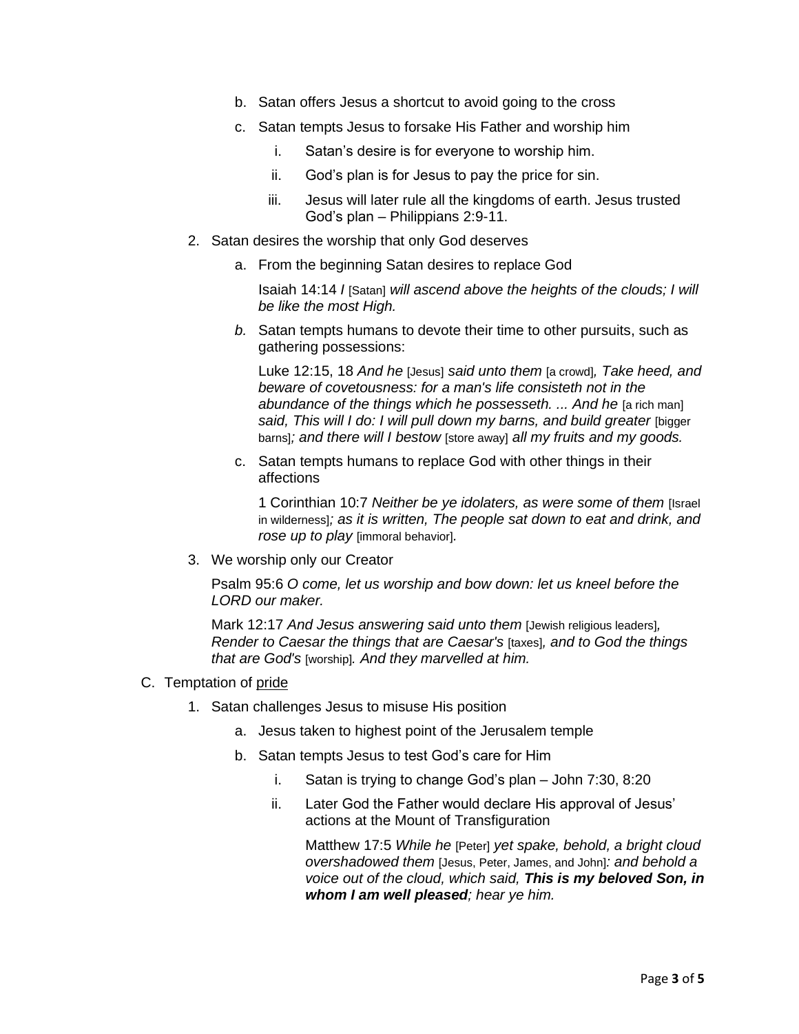b. Satan offers Jesus a shortcut to avoid going to the cross

c. Satan tempts Jesus to forsake His Father and worship him

   i. Satan's desire is for everyone to worship him.

   ii. God's plan is for Jesus to pay the price for sin.

   iii. Jesus will later rule all the kingdoms of earth. Jesus trusted God's plan – Philippians 2:9-11.

2. Satan desires the worship that only God deserves

   a. From the beginning Satan desires to replace God

      Isaiah 14:14 *I* [Satan] *will ascend above the heights of the clouds; I will be like the most High.*

   *b.* Satan tempts humans to devote their time to other pursuits, such as gathering possessions:

      Luke 12:15, 18 *And he* [Jesus] *said unto them* [a crowd]*, Take heed, and beware of covetousness: for a man's life consisteth not in the abundance of the things which he possesseth. ... And he* [a rich man] *said, This will I do: I will pull down my barns, and build greater* [bigger barns]*; and there will I bestow* [store away] *all my fruits and my goods.*

   c. Satan tempts humans to replace God with other things in their affections

      1 Corinthian 10:7 *Neither be ye idolaters, as were some of them* [Israel in wilderness]*; as it is written, The people sat down to eat and drink, and rose up to play* [immoral behavior].

3. We worship only our Creator

   Psalm 95:6 *O come, let us worship and bow down: let us kneel before the LORD our maker.*

   Mark 12:17 *And Jesus answering said unto them* [Jewish religious leaders]*, Render to Caesar the things that are Caesar's* [taxes]*, and to God the things that are God's* [worship]*. And they marvelled at him.*

C. Temptation of <u>pride</u>

1. Satan challenges Jesus to misuse His position

   a. Jesus taken to highest point of the Jerusalem temple

   b. Satan tempts Jesus to test God's care for Him

      i. Satan is trying to change God's plan – John 7:30, 8:20

      ii. Later God the Father would declare His approval of Jesus' actions at the Mount of Transfiguration

         Matthew 17:5 *While he* [Peter] *yet spake, behold, a bright cloud overshadowed them* [Jesus, Peter, James, and John]*: and behold a voice out of the cloud, which said,* ***This is my beloved Son, in whom I am well pleased****; hear ye him.*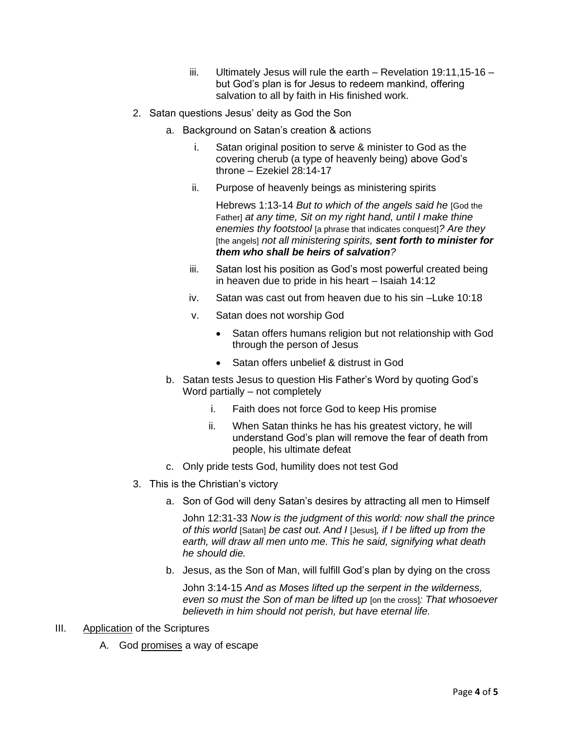iii. Ultimately Jesus will rule the earth – Revelation 19:11,15-16 – but God's plan is for Jesus to redeem mankind, offering salvation to all by faith in His finished work.

2. Satan questions Jesus' deity as God the Son
   a. Background on Satan's creation & actions
      i. Satan original position to serve & minister to God as the covering cherub (a type of heavenly being) above God's throne – Ezekiel 28:14-17
      ii. Purpose of heavenly beings as ministering spirits

         Hebrews 1:13-14 *But to which of the angels said he* [God the Father] *at any time, Sit on my right hand, until I make thine enemies thy footstool* [a phrase that indicates conquest]*? Are they* [the angels] *not all ministering spirits,* ***sent forth to minister for them who shall be heirs of salvation****?*

      iii. Satan lost his position as God's most powerful created being in heaven due to pride in his heart – Isaiah 14:12
      iv. Satan was cast out from heaven due to his sin –Luke 10:18
      v. Satan does not worship God
         - Satan offers humans religion but not relationship with God through the person of Jesus
         - Satan offers unbelief & distrust in God
   b. Satan tests Jesus to question His Father's Word by quoting God's Word partially – not completely
      i. Faith does not force God to keep His promise
      ii. When Satan thinks he has his greatest victory, he will understand God's plan will remove the fear of death from people, his ultimate defeat
   c. Only pride tests God, humility does not test God
3. This is the Christian's victory
   a. Son of God will deny Satan's desires by attracting all men to Himself

      John 12:31-33 *Now is the judgment of this world: now shall the prince of this world* [Satan] *be cast out. And I* [Jesus]*, if I be lifted up from the earth, will draw all men unto me. This he said, signifying what death he should die.*

   b. Jesus, as the Son of Man, will fulfill God's plan by dying on the cross

      John 3:14-15 *And as Moses lifted up the serpent in the wilderness, even so must the Son of man be lifted up* [on the cross]*: That whosoever believeth in him should not perish, but have eternal life.*

III. Application of the Scriptures

   A. God promises a way of escape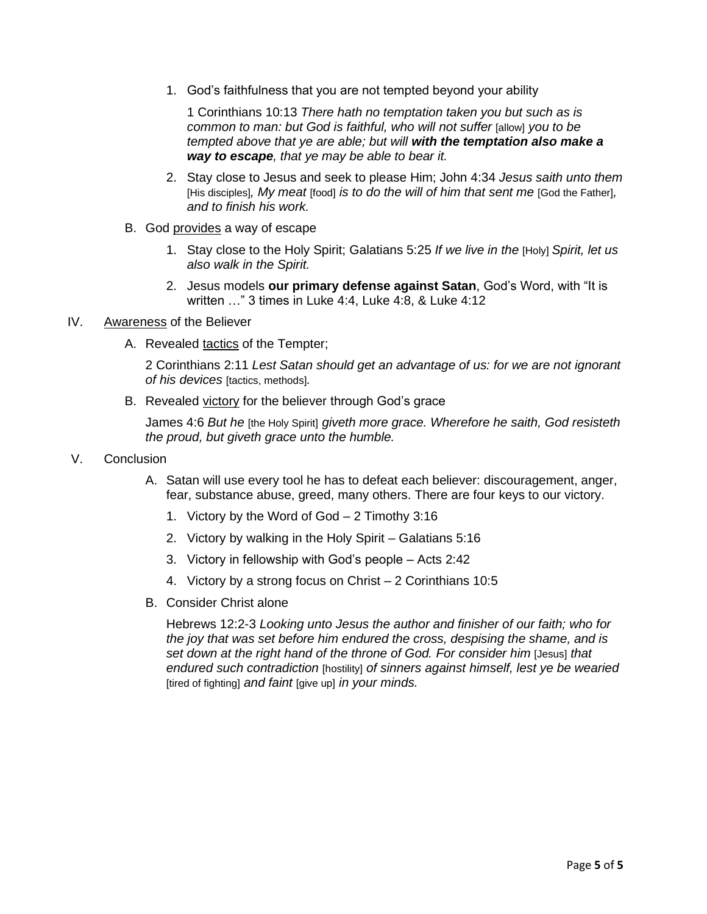1. God's faithfulness that you are not tempted beyond your ability

   1 Corinthians 10:13 *There hath no temptation taken you but such as is common to man: but God is faithful, who will not suffer* [allow] *you to be tempted above that ye are able; but will **with the temptation also make a way to escape**, that ye may be able to bear it.*

2. Stay close to Jesus and seek to please Him; John 4:34 *Jesus saith unto them* [His disciples]*, My meat* [food] *is to do the will of him that sent me* [God the Father]*, and to finish his work.*

B. God <u>provides</u> a way of escape

1. Stay close to the Holy Spirit; Galatians 5:25 *If we live in the* [Holy] *Spirit, let us also walk in the Spirit.*
2. Jesus models **our primary defense against Satan**, God's Word, with "It is written …" 3 times in Luke 4:4, Luke 4:8, & Luke 4:12

IV. <u>Awareness</u> of the Believer

A. Revealed <u>tactics</u> of the Tempter;

2 Corinthians 2:11 *Lest Satan should get an advantage of us: for we are not ignorant of his devices* [tactics, methods]*.*

B. Revealed <u>victory</u> for the believer through God's grace

James 4:6 *But he* [the Holy Spirit] *giveth more grace. Wherefore he saith, God resisteth the proud, but giveth grace unto the humble.*

V. Conclusion

A. Satan will use every tool he has to defeat each believer: discouragement, anger, fear, substance abuse, greed, many others. There are four keys to our victory.

1. Victory by the Word of God – 2 Timothy 3:16
2. Victory by walking in the Holy Spirit – Galatians 5:16
3. Victory in fellowship with God's people – Acts 2:42
4. Victory by a strong focus on Christ – 2 Corinthians 10:5

B. Consider Christ alone

Hebrews 12:2-3 *Looking unto Jesus the author and finisher of our faith; who for the joy that was set before him endured the cross, despising the shame, and is set down at the right hand of the throne of God. For consider him* [Jesus] *that endured such contradiction* [hostility] *of sinners against himself, lest ye be wearied* [tired of fighting] *and faint* [give up] *in your minds.*